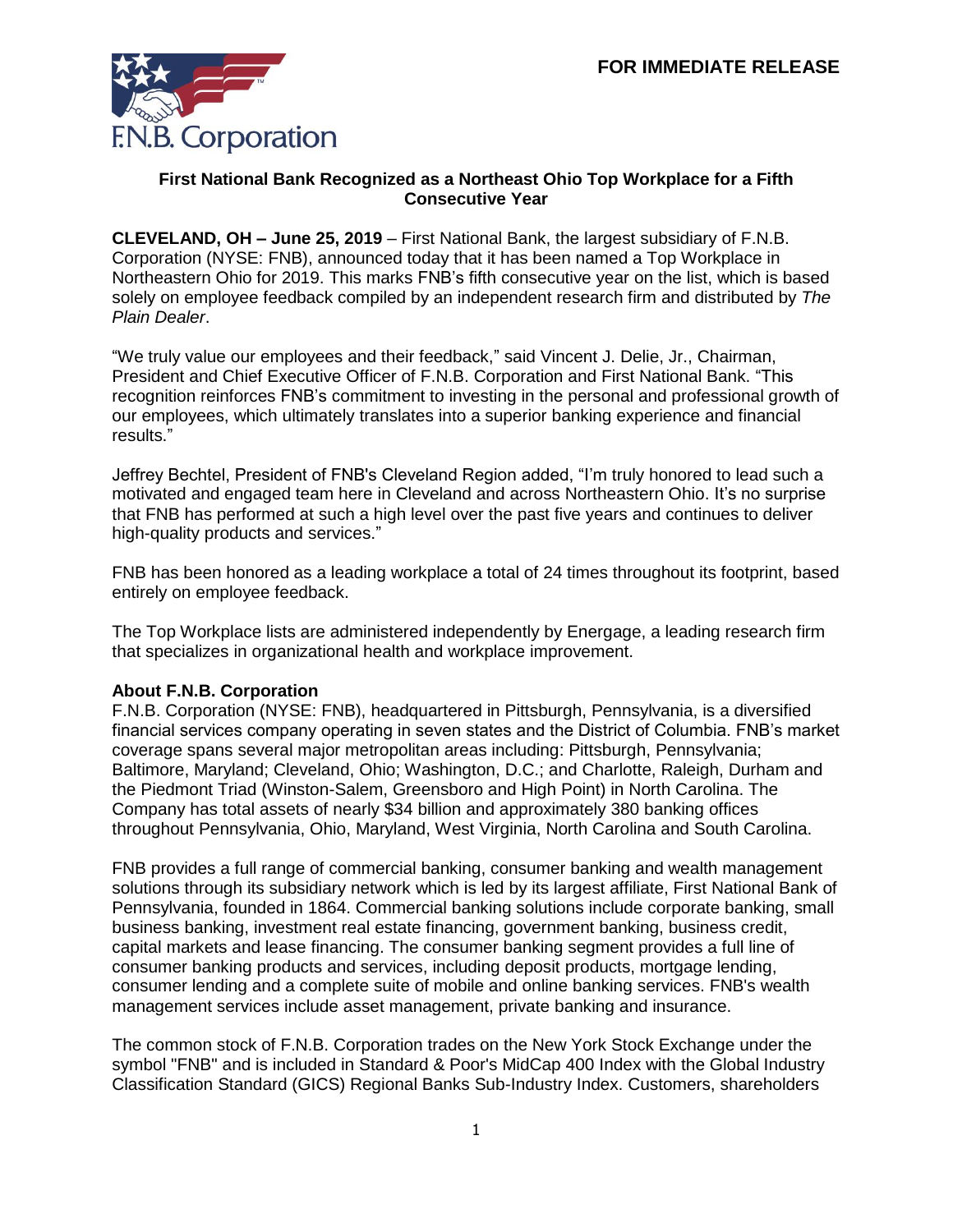F.N.B. Corporation

**FOR IMMEDIATE RELEASE**

## First National Bank Recognized as a Northeast Ohio Top Workplace for a Fifth Consecutive Year

**CLEVELAND, OH – June 25, 2019** – First National Bank, the largest subsidiary of F.N.B. Corporation (NYSE: FNB), announced today that it has been named a Top Workplace in Northeastern Ohio for 2019. This marks FNB's fifth consecutive year on the list, which is based solely on employee feedback compiled by an independent research firm and distributed by *The Plain Dealer*.

"We truly value our employees and their feedback," said Vincent J. Delie, Jr., Chairman, President and Chief Executive Officer of F.N.B. Corporation and First National Bank. "This recognition reinforces FNB's commitment to investing in the personal and professional growth of our employees, which ultimately translates into a superior banking experience and financial results."

Jeffrey Bechtel, President of FNB's Cleveland Region added, "I'm truly honored to lead such a motivated and engaged team here in Cleveland and across Northeastern Ohio. It's no surprise that FNB has performed at such a high level over the past five years and continues to deliver high-quality products and services."

FNB has been honored as a leading workplace a total of 24 times throughout its footprint, based entirely on employee feedback.

The Top Workplace lists are administered independently by Energage, a leading research firm that specializes in organizational health and workplace improvement.

**About F.N.B. Corporation**

F.N.B. Corporation (NYSE: FNB), headquartered in Pittsburgh, Pennsylvania, is a diversified financial services company operating in seven states and the District of Columbia. FNB's market coverage spans several major metropolitan areas including: Pittsburgh, Pennsylvania; Baltimore, Maryland; Cleveland, Ohio; Washington, D.C.; and Charlotte, Raleigh, Durham and the Piedmont Triad (Winston-Salem, Greensboro and High Point) in North Carolina. The Company has total assets of nearly $34 billion and approximately 380 banking offices throughout Pennsylvania, Ohio, Maryland, West Virginia, North Carolina and South Carolina.

FNB provides a full range of commercial banking, consumer banking and wealth management solutions through its subsidiary network which is led by its largest affiliate, First National Bank of Pennsylvania, founded in 1864. Commercial banking solutions include corporate banking, small business banking, investment real estate financing, government banking, business credit, capital markets and lease financing. The consumer banking segment provides a full line of consumer banking products and services, including deposit products, mortgage lending, consumer lending and a complete suite of mobile and online banking services. FNB's wealth management services include asset management, private banking and insurance.

The common stock of F.N.B. Corporation trades on the New York Stock Exchange under the symbol "FNB" and is included in Standard & Poor's MidCap 400 Index with the Global Industry Classification Standard (GICS) Regional Banks Sub-Industry Index. Customers, shareholders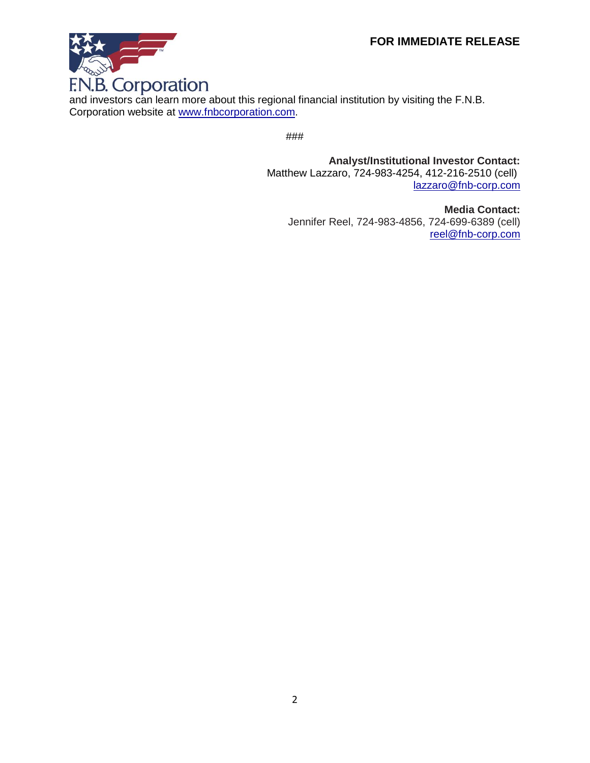and investors can learn more about this regional financial institution by visiting the F.N.B. Corporation website at www.fnbcorporation.com.

###

**Analyst/Institutional Investor Contact:**
Matthew Lazzaro, 724-983-4254, 412-216-2510 (cell)
lazzaro@fnb-corp.com

**Media Contact:**
Jennifer Reel, 724-983-4856, 724-699-6389 (cell)
reel@fnb-corp.com